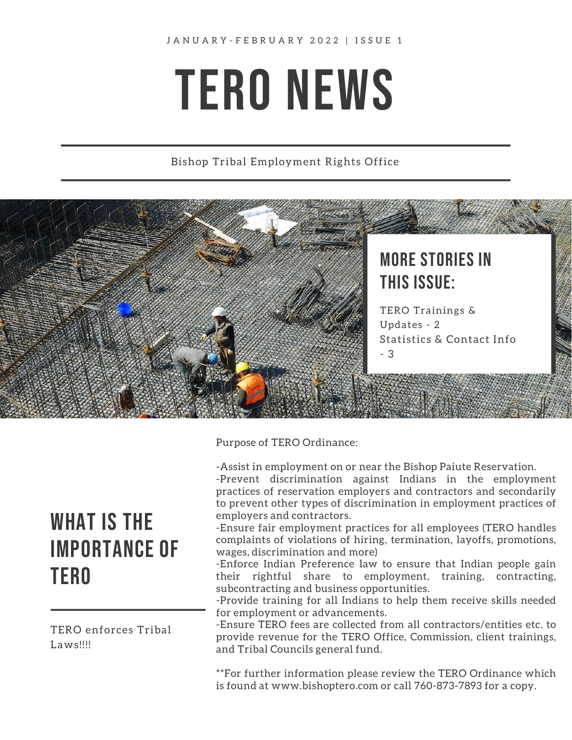JANUARY-FEBRUARY 2022 | ISSUE 1

# TERO NEWS

Bishop Tribal Employment Rights Office

## MORE STORIES IN THIS ISSUE:

TERO Trainings & Updates - 2
Statistics & Contact Info - 3

## WHAT IS THE IMPORTANCE OF TERO

TERO enforces Tribal Laws!!!!

Purpose of TERO Ordinance:

-Assist in employment on or near the Bishop Paiute Reservation.
-Prevent discrimination against Indians in the employment practices of reservation employers and contractors and secondarily to prevent other types of discrimination in employment practices of employers and contractors.
-Ensure fair employment practices for all employees (TERO handles complaints of violations of hiring, termination, layoffs, promotions, wages, discrimination and more)
-Enforce Indian Preference law to ensure that Indian people gain their rightful share to employment, training, contracting, subcontracting and business opportunities.
-Provide training for all Indians to help them receive skills needed for employment or advancements.
-Ensure TERO fees are collected from all contractors/entities etc. to provide revenue for the TERO Office, Commission, client trainings, and Tribal Councils general fund.

**For further information please review the TERO Ordinance which is found at www.bishoptero.com or call 760-873-7893 for a copy.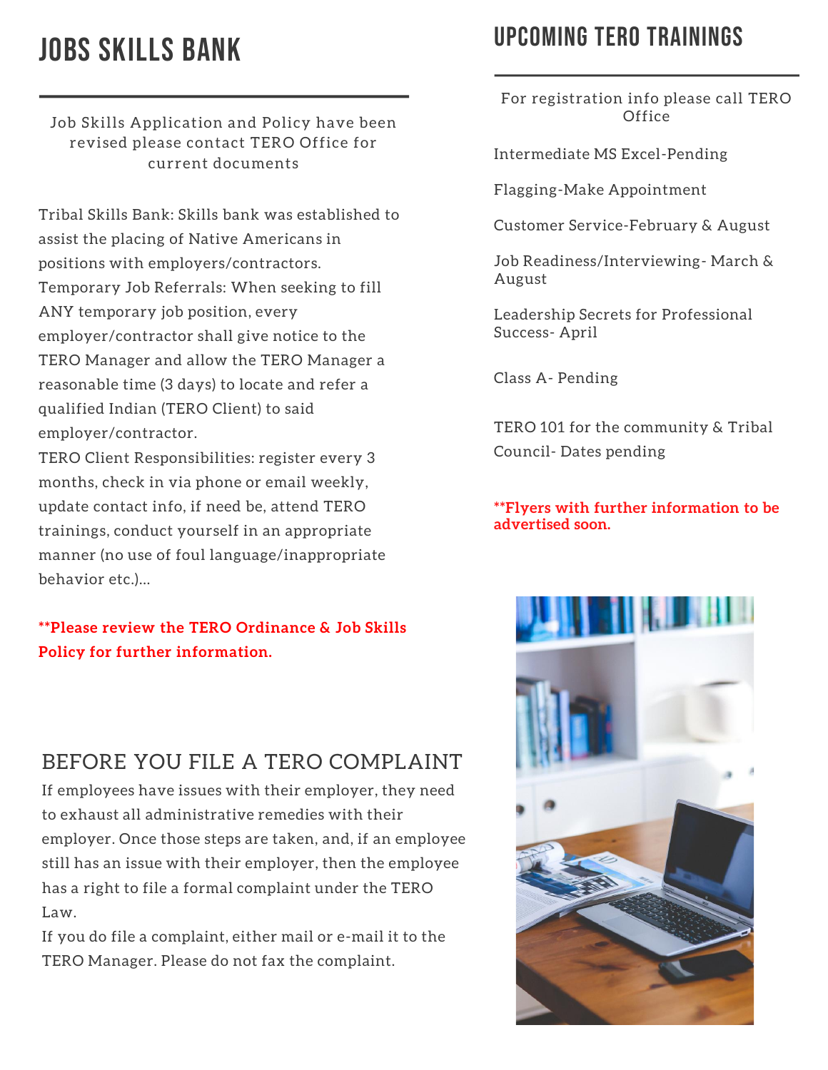# JOBS SKILLS BANK

Job Skills Application and Policy have been revised please contact TERO Office for current documents

Tribal Skills Bank: Skills bank was established to assist the placing of Native Americans in positions with employers/contractors.
Temporary Job Referrals: When seeking to fill ANY temporary job position, every employer/contractor shall give notice to the TERO Manager and allow the TERO Manager a reasonable time (3 days) to locate and refer a qualified Indian (TERO Client) to said employer/contractor.
TERO Client Responsibilities: register every 3 months, check in via phone or email weekly, update contact info, if need be, attend TERO trainings, conduct yourself in an appropriate manner (no use of foul language/inappropriate behavior etc.)...

**\*\*Please review the TERO Ordinance & Job Skills Policy for further information.**

## BEFORE YOU FILE A TERO COMPLAINT

If employees have issues with their employer, they need to exhaust all administrative remedies with their employer. Once those steps are taken, and, if an employee still has an issue with their employer, then the employee has a right to file a formal complaint under the TERO Law.
If you do file a complaint, either mail or e-mail it to the TERO Manager. Please do not fax the complaint.

# UPCOMING TERO TRAININGS

For registration info please call TERO Office

Intermediate MS Excel-Pending

Flagging-Make Appointment

Customer Service-February & August

Job Readiness/Interviewing- March & August

Leadership Secrets for Professional Success- April

Class A- Pending

TERO 101 for the community & Tribal Council- Dates pending

**\*\*Flyers with further information to be advertised soon.**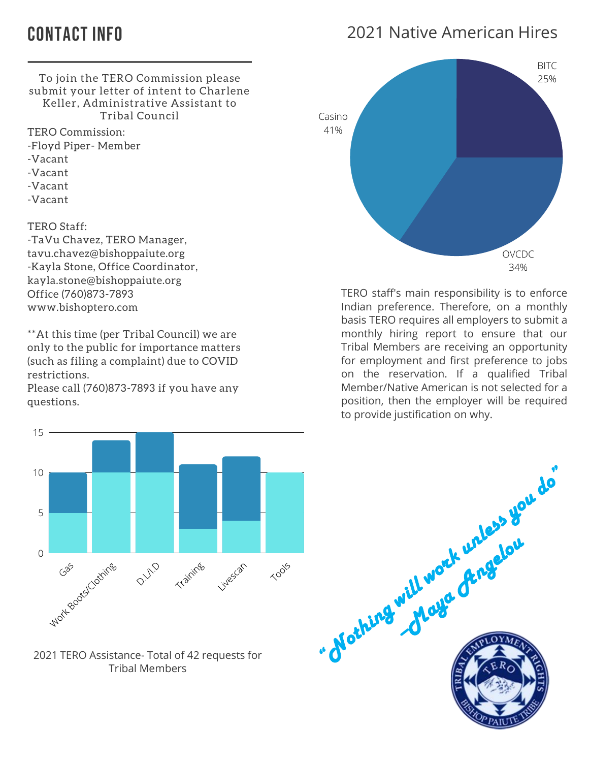# CONTACT INFO

To join the TERO Commission please submit your letter of intent to Charlene Keller, Administrative Assistant to Tribal Council

TERO Commission:
-Floyd Piper- Member
-Vacant
-Vacant
-Vacant
-Vacant

TERO Staff:
-TaVu Chavez, TERO Manager, tavu.chavez@bishoppaiute.org
-Kayla Stone, Office Coordinator, kayla.stone@bishoppaiute.org
Office (760)873-7893
www.bishoptero.com

**At this time (per Tribal Council) we are only to the public for importance matters (such as filing a complaint) due to COVID restrictions.
Please call (760)873-7893 if you have any questions.

| Category | Lower segment | Total |
|---|---|---|
| Gas | 5 | 10 |
| Work Boots/Clothing | 10 | 14 |
| D.L/I.D | 10 | 15 |
| Training | 3 | 11 |
| Livescan | 4 | 12 |
| Tools | 10 | 10 |

2021 TERO Assistance- Total of 42 requests for Tribal Members

## 2021 Native American Hires

| Employer | Percentage |
|---|---|
| BITC | 25% |
| OVCDC | 34% |
| Casino | 41% |

TERO staff's main responsibility is to enforce Indian preference. Therefore, on a monthly basis TERO requires all employers to submit a monthly hiring report to ensure that our Tribal Members are receiving an opportunity for employment and first preference to jobs on the reservation. If a qualified Tribal Member/Native American is not selected for a position, then the employer will be required to provide justification on why.

*"Nothing will work unless you do"*
*-Maya Angelou*

TRIBAL EMPLOYMENT RIGHTS
TERO
BISHOP PAIUTE TRIBE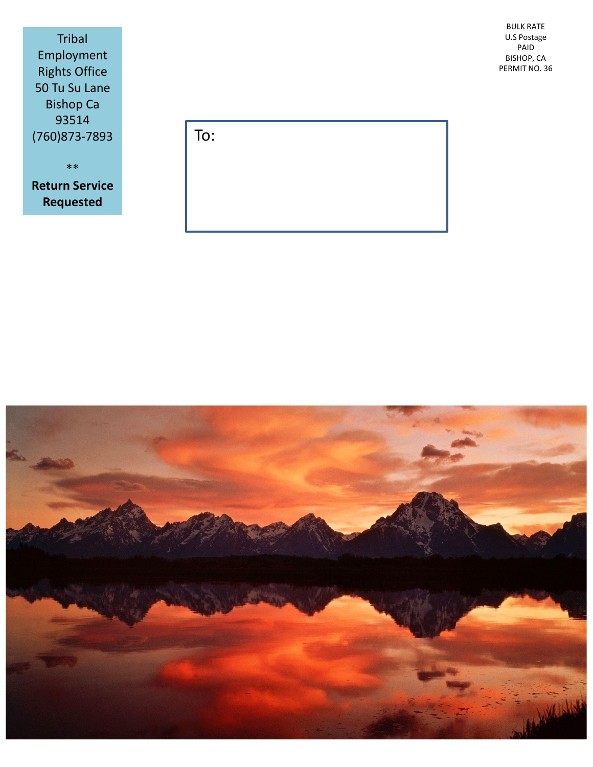Tribal Employment Rights Office
50 Tu Su Lane
Bishop Ca
93514
(760)873-7893

**

**Return Service Requested**

BULK RATE
U.S Postage
PAID
BISHOP, CA
PERMIT NO. 36

To: